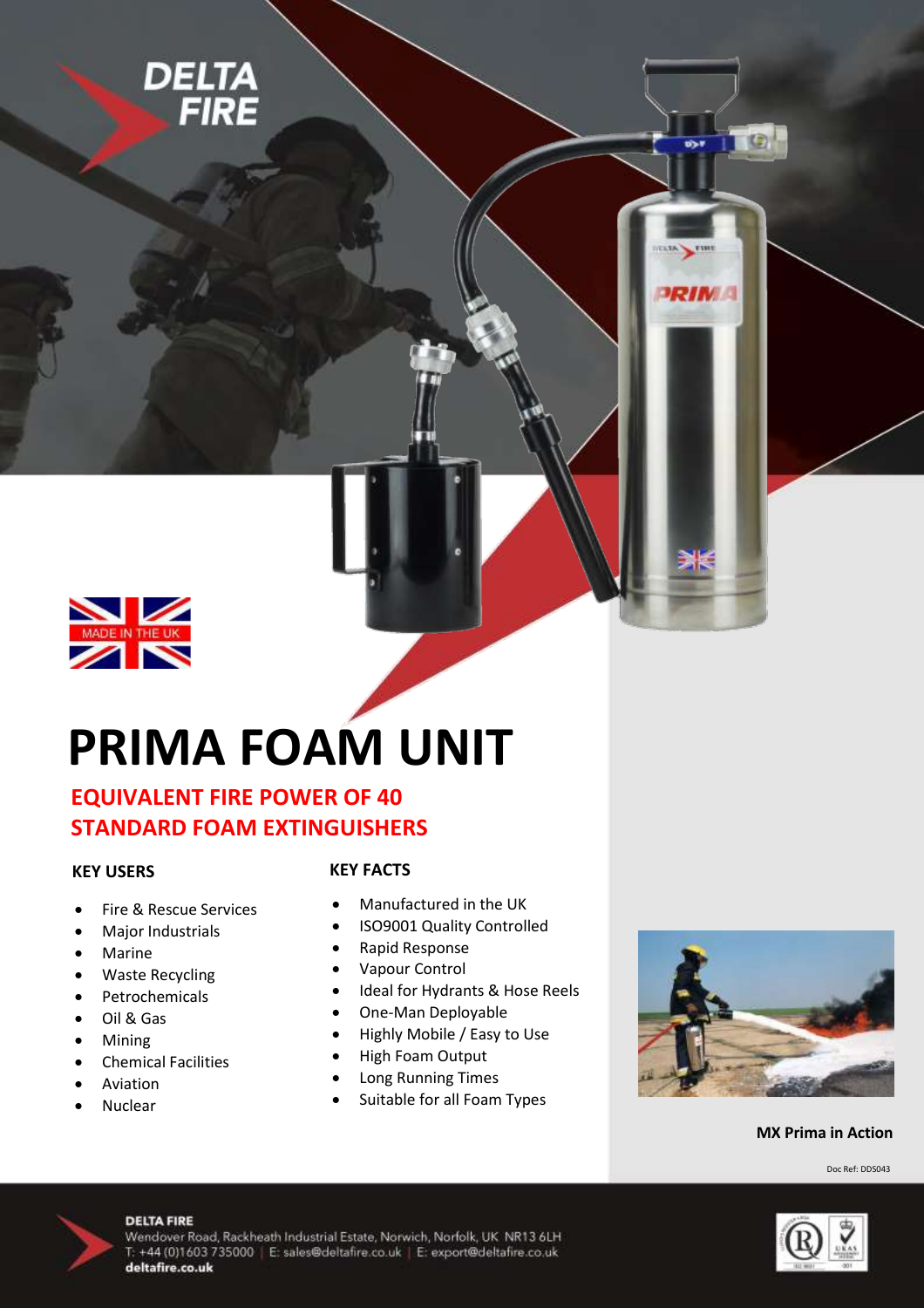# PRIMA FOAM UNIT

## EQUIVALENT FIRE POWER OF 40 STANDARD FOAM EXTINGUISHERS

### KEY USERS

- Fire & Rescue Services
- Major Industrials
- Marine
- Waste Recycling
- Petrochemicals
- Oil & Gas
- Mining
- Chemical Facilities
- Aviation
- Nuclear

### KEY FACTS

- Manufactured in the UK
- ISO9001 Quality Controlled
- Rapid Response
- Vapour Control
- Ideal for Hydrants & Hose Reels
- One-Man Deployable
- Highly Mobile / Easy to Use
- High Foam Output
- Long Running Times
- Suitable for all Foam Types

**MX Prima in Action**

Doc Ref: DDS043

**DELTA FIRE**
Wendover Road, Rackheath Industrial Estate, Norwich, Norfolk, UK NR13 6LH
T: +44 (0)1603 735000 | E: sales@deltafire.co.uk | E: export@deltafire.co.uk
**deltafire.co.uk**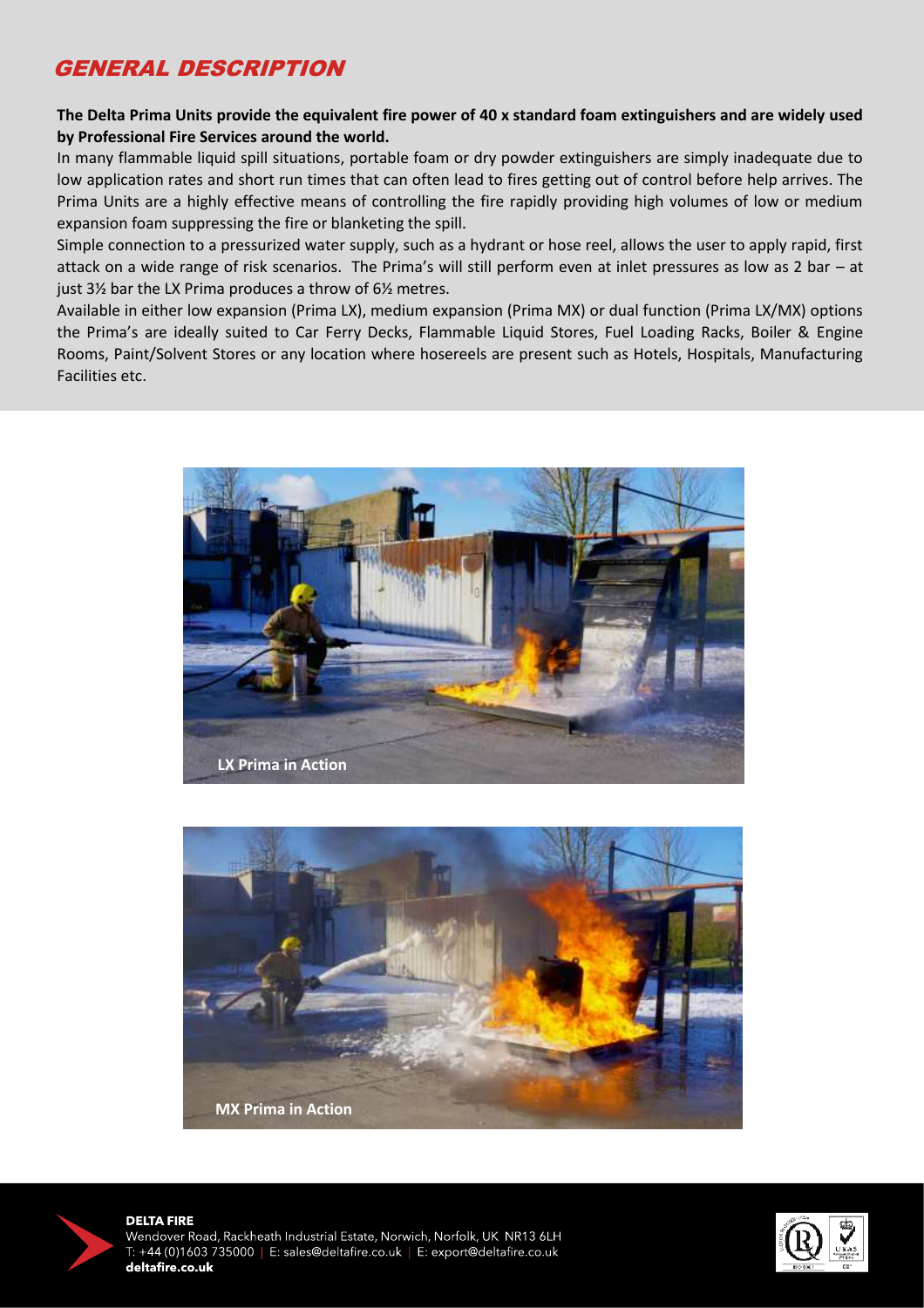## GENERAL DESCRIPTION

**The Delta Prima Units provide the equivalent fire power of 40 x standard foam extinguishers and are widely used by Professional Fire Services around the world.**

In many flammable liquid spill situations, portable foam or dry powder extinguishers are simply inadequate due to low application rates and short run times that can often lead to fires getting out of control before help arrives. The Prima Units are a highly effective means of controlling the fire rapidly providing high volumes of low or medium expansion foam suppressing the fire or blanketing the spill.

Simple connection to a pressurized water supply, such as a hydrant or hose reel, allows the user to apply rapid, first attack on a wide range of risk scenarios. The Prima's will still perform even at inlet pressures as low as 2 bar – at just 3½ bar the LX Prima produces a throw of 6½ metres.

Available in either low expansion (Prima LX), medium expansion (Prima MX) or dual function (Prima LX/MX) options the Prima's are ideally suited to Car Ferry Decks, Flammable Liquid Stores, Fuel Loading Racks, Boiler & Engine Rooms, Paint/Solvent Stores or any location where hosereels are present such as Hotels, Hospitals, Manufacturing Facilities etc.

**LX Prima in Action**

**MX Prima in Action**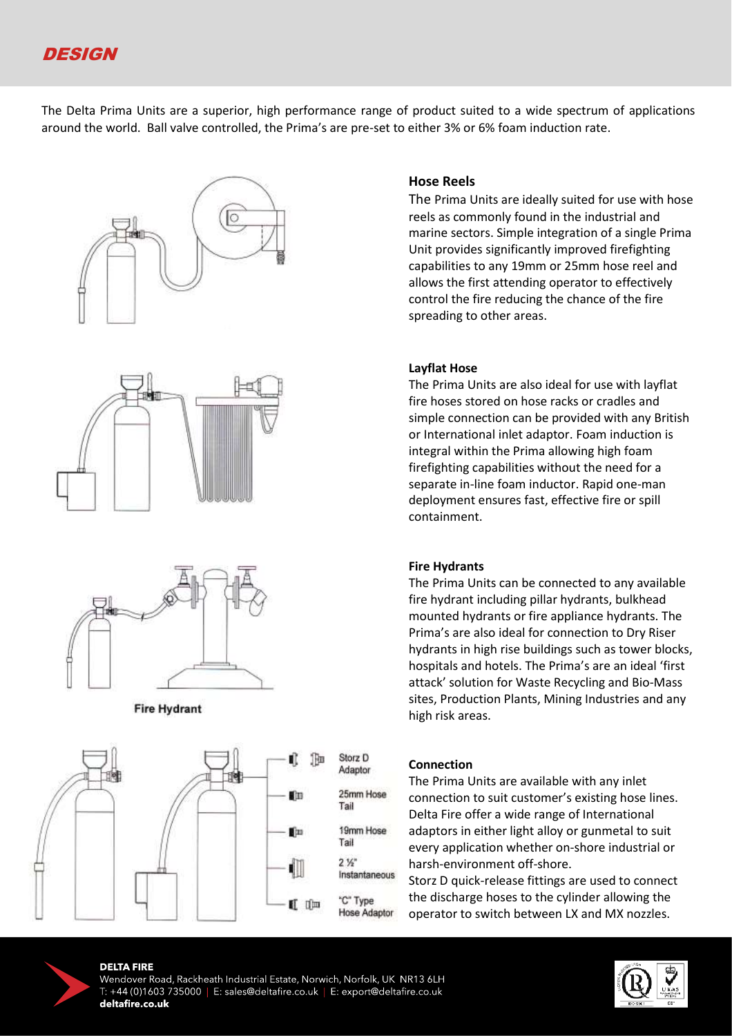# DESIGN

The Delta Prima Units are a superior, high performance range of product suited to a wide spectrum of applications around the world. Ball valve controlled, the Prima's are pre-set to either 3% or 6% foam induction rate.

### Hose Reels

The Prima Units are ideally suited for use with hose reels as commonly found in the industrial and marine sectors. Simple integration of a single Prima Unit provides significantly improved firefighting capabilities to any 19mm or 25mm hose reel and allows the first attending operator to effectively control the fire reducing the chance of the fire spreading to other areas.

### Layflat Hose

The Prima Units are also ideal for use with layflat fire hoses stored on hose racks or cradles and simple connection can be provided with any British or International inlet adaptor. Foam induction is integral within the Prima allowing high foam firefighting capabilities without the need for a separate in-line foam inductor. Rapid one-man deployment ensures fast, effective fire or spill containment.

### Fire Hydrants

The Prima Units can be connected to any available fire hydrant including pillar hydrants, bulkhead mounted hydrants or fire appliance hydrants. The Prima's are also ideal for connection to Dry Riser hydrants in high rise buildings such as tower blocks, hospitals and hotels. The Prima's are an ideal 'first attack' solution for Waste Recycling and Bio-Mass sites, Production Plants, Mining Industries and any high risk areas.

Fire Hydrant

Storz D Adaptor

25mm Hose Tail

19mm Hose Tail

2 ½" Instantaneous

"C" Type Hose Adaptor

### Connection

The Prima Units are available with any inlet connection to suit customer's existing hose lines. Delta Fire offer a wide range of International adaptors in either light alloy or gunmetal to suit every application whether on-shore industrial or harsh-environment off-shore.

Storz D quick-release fittings are used to connect the discharge hoses to the cylinder allowing the operator to switch between LX and MX nozzles.

**DELTA FIRE**
Wendover Road, Rackheath Industrial Estate, Norwich, Norfolk, UK NR13 6LH
T: +44 (0)1603 735000 | E: sales@deltafire.co.uk | E: export@deltafire.co.uk
**deltafire.co.uk**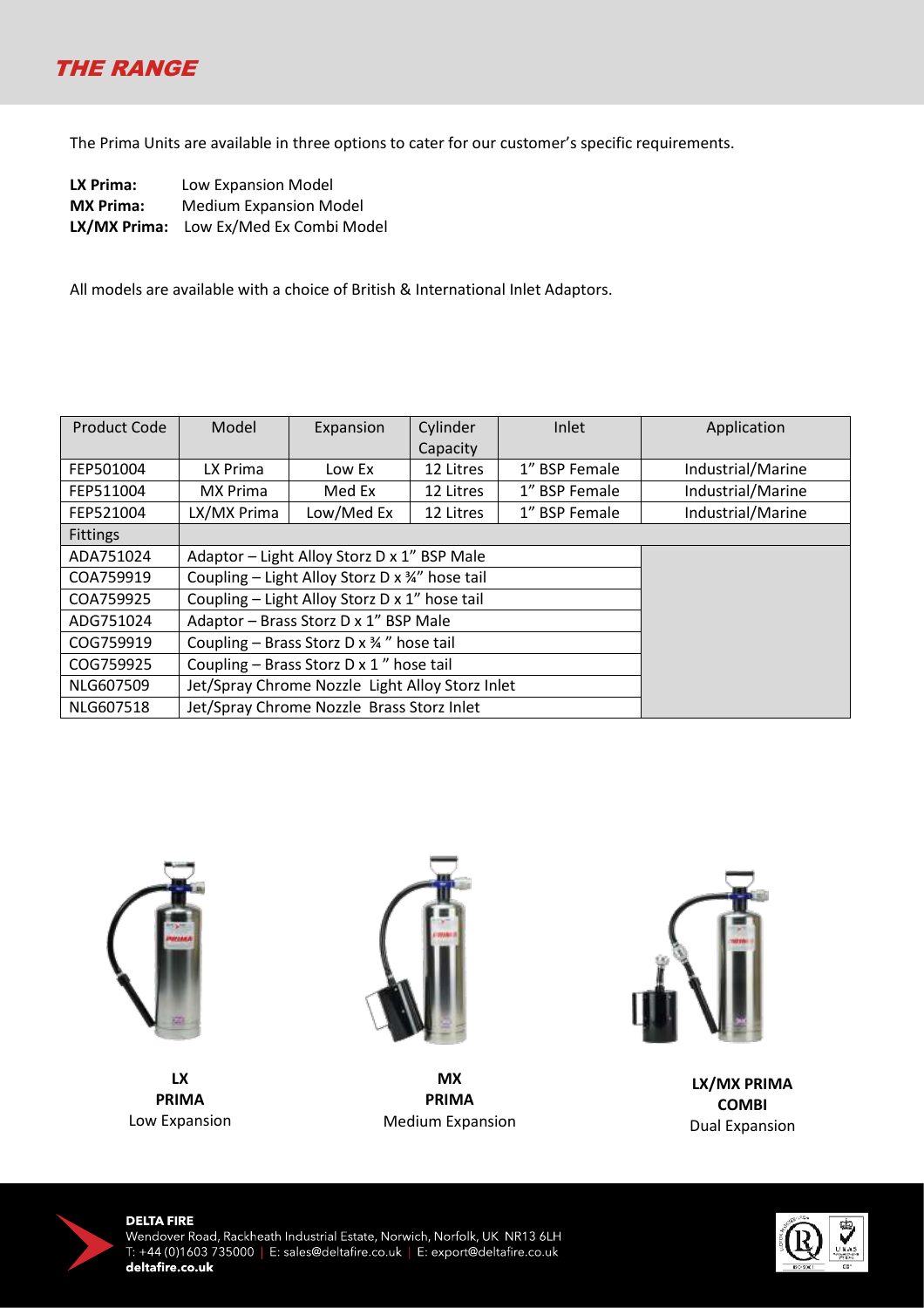## THE RANGE

The Prima Units are available in three options to cater for our customer's specific requirements.

**LX Prima:** Low Expansion Model
**MX Prima:** Medium Expansion Model
**LX/MX Prima:** Low Ex/Med Ex Combi Model

All models are available with a choice of British & International Inlet Adaptors.

| Product Code | Model | Expansion | Cylinder Capacity | Inlet | Application |
|---|---|---|---|---|---|
| FEP501004 | LX Prima | Low Ex | 12 Litres | 1" BSP Female | Industrial/Marine |
| FEP511004 | MX Prima | Med Ex | 12 Litres | 1" BSP Female | Industrial/Marine |
| FEP521004 | LX/MX Prima | Low/Med Ex | 12 Litres | 1" BSP Female | Industrial/Marine |
| Fittings | | | | | |
| ADA751024 | Adaptor – Light Alloy Storz D x 1" BSP Male | | | | |
| COA759919 | Coupling – Light Alloy Storz D x ¾" hose tail | | | | |
| COA759925 | Coupling – Light Alloy Storz D x 1" hose tail | | | | |
| ADG751024 | Adaptor – Brass Storz D x 1" BSP Male | | | | |
| COG759919 | Coupling – Brass Storz D x ¾ " hose tail | | | | |
| COG759925 | Coupling – Brass Storz D x 1 " hose tail | | | | |
| NLG607509 | Jet/Spray Chrome Nozzle Light Alloy Storz Inlet | | | | |
| NLG607518 | Jet/Spray Chrome Nozzle Brass Storz Inlet | | | | |

**LX PRIMA**
Low Expansion

**MX PRIMA**
Medium Expansion

**LX/MX PRIMA COMBI**
Dual Expansion

**DELTA FIRE**
Wendover Road, Rackheath Industrial Estate, Norwich, Norfolk, UK NR13 6LH
T: +44 (0)1603 735000 | E: sales@deltafire.co.uk | E: export@deltafire.co.uk
**deltafire.co.uk**